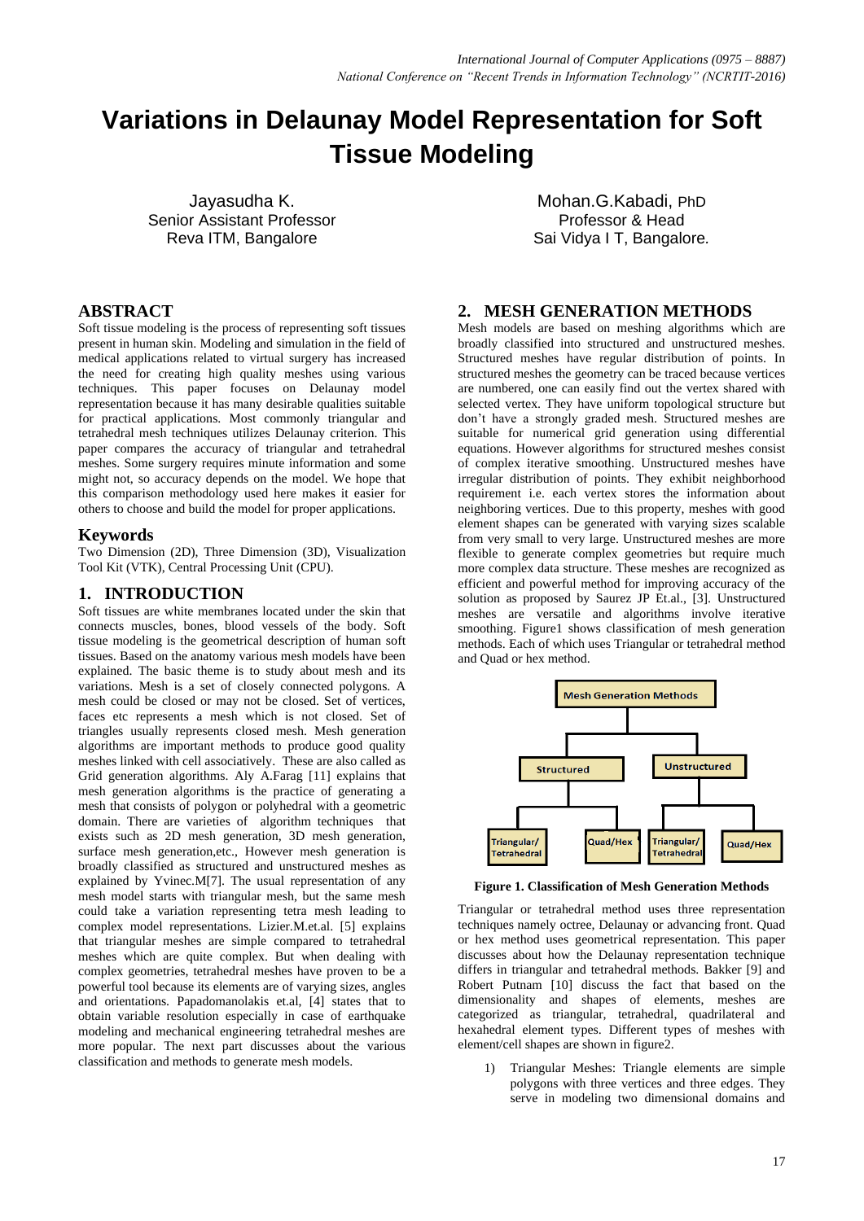# Variations in Delaunay Model Representation for Soft Tissue Modeling

Jayasudha K.
Senior Assistant Professor
Reva ITM, Bangalore

Mohan.G.Kabadi, PhD
Professor & Head
Sai Vidya I T, Bangalore.

## ABSTRACT

Soft tissue modeling is the process of representing soft tissues present in human skin. Modeling and simulation in the field of medical applications related to virtual surgery has increased the need for creating high quality meshes using various techniques. This paper focuses on Delaunay model representation because it has many desirable qualities suitable for practical applications. Most commonly triangular and tetrahedral mesh techniques utilizes Delaunay criterion. This paper compares the accuracy of triangular and tetrahedral meshes. Some surgery requires minute information and some might not, so accuracy depends on the model. We hope that this comparison methodology used here makes it easier for others to choose and build the model for proper applications.

## Keywords

Two Dimension (2D), Three Dimension (3D), Visualization Tool Kit (VTK), Central Processing Unit (CPU).

## 1. INTRODUCTION

Soft tissues are white membranes located under the skin that connects muscles, bones, blood vessels of the body. Soft tissue modeling is the geometrical description of human soft tissues. Based on the anatomy various mesh models have been explained. The basic theme is to study about mesh and its variations. Mesh is a set of closely connected polygons. A mesh could be closed or may not be closed. Set of vertices, faces etc represents a mesh which is not closed. Set of triangles usually represents closed mesh. Mesh generation algorithms are important methods to produce good quality meshes linked with cell associatively. These are also called as Grid generation algorithms. Aly A.Farag [11] explains that mesh generation algorithms is the practice of generating a mesh that consists of polygon or polyhedral with a geometric domain. There are varieties of algorithm techniques that exists such as 2D mesh generation, 3D mesh generation, surface mesh generation,etc., However mesh generation is broadly classified as structured and unstructured meshes as explained by Yvinec.M[7]. The usual representation of any mesh model starts with triangular mesh, but the same mesh could take a variation representing tetra mesh leading to complex model representations. Lizier.M.et.al. [5] explains that triangular meshes are simple compared to tetrahedral meshes which are quite complex. But when dealing with complex geometries, tetrahedral meshes have proven to be a powerful tool because its elements are of varying sizes, angles and orientations. Papadomanolakis et.al, [4] states that to obtain variable resolution especially in case of earthquake modeling and mechanical engineering tetrahedral meshes are more popular. The next part discusses about the various classification and methods to generate mesh models.

## 2. MESH GENERATION METHODS

Mesh models are based on meshing algorithms which are broadly classified into structured and unstructured meshes. Structured meshes have regular distribution of points. In structured meshes the geometry can be traced because vertices are numbered, one can easily find out the vertex shared with selected vertex. They have uniform topological structure but don't have a strongly graded mesh. Structured meshes are suitable for numerical grid generation using differential equations. However algorithms for structured meshes consist of complex iterative smoothing. Unstructured meshes have irregular distribution of points. They exhibit neighborhood requirement i.e. each vertex stores the information about neighboring vertices. Due to this property, meshes with good element shapes can be generated with varying sizes scalable from very small to very large. Unstructured meshes are more flexible to generate complex geometries but require much more complex data structure. These meshes are recognized as efficient and powerful method for improving accuracy of the solution as proposed by Saurez JP Et.al., [3]. Unstructured meshes are versatile and algorithms involve iterative smoothing. Figure1 shows classification of mesh generation methods. Each of which uses Triangular or tetrahedral method and Quad or hex method.

Mesh Generation Methods
- Structured
  - Triangular/Tetrahedral
  - Quad/Hex
- Unstructured
  - Triangular/Tetrahedral
  - Quad/Hex

**Figure 1. Classification of Mesh Generation Methods**

Triangular or tetrahedral method uses three representation techniques namely octree, Delaunay or advancing front. Quad or hex method uses geometrical representation. This paper discusses about how the Delaunay representation technique differs in triangular and tetrahedral methods. Bakker [9] and Robert Putnam [10] discuss the fact that based on the dimensionality and shapes of elements, meshes are categorized as triangular, tetrahedral, quadrilateral and hexahedral element types. Different types of meshes with element/cell shapes are shown in figure2.

1) Triangular Meshes: Triangle elements are simple polygons with three vertices and three edges. They serve in modeling two dimensional domains and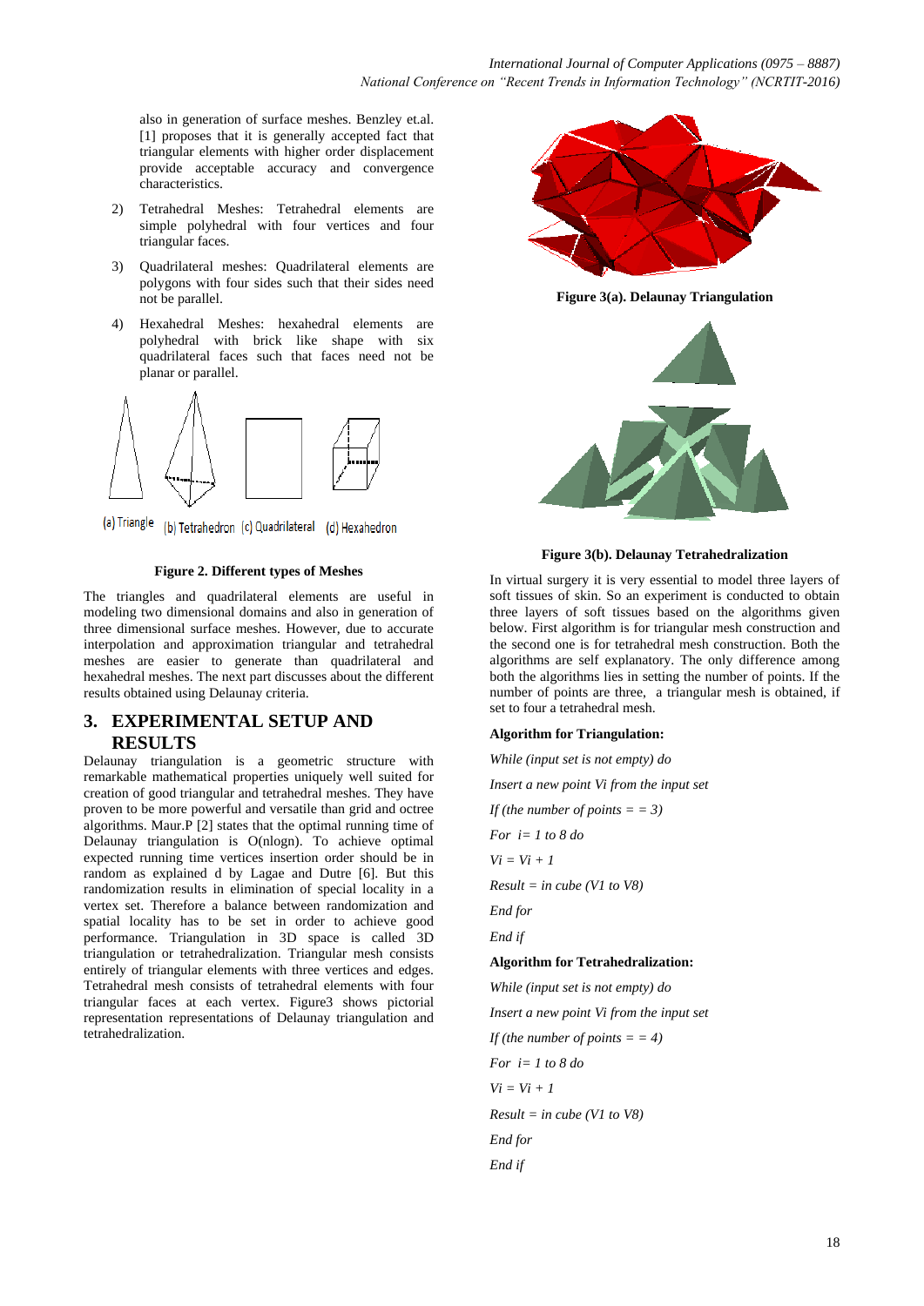also in generation of surface meshes. Benzley et.al. [1] proposes that it is generally accepted fact that triangular elements with higher order displacement provide acceptable accuracy and convergence characteristics.

2) Tetrahedral Meshes: Tetrahedral elements are simple polyhedral with four vertices and four triangular faces.

3) Quadrilateral meshes: Quadrilateral elements are polygons with four sides such that their sides need not be parallel.

4) Hexahedral Meshes: hexahedral elements are polyhedral with brick like shape with six quadrilateral faces such that faces need not be planar or parallel.

(a) Triangle (b) Tetrahedron (c) Quadrilateral (d) Hexahedron

**Figure 2. Different types of Meshes**

The triangles and quadrilateral elements are useful in modeling two dimensional domains and also in generation of three dimensional surface meshes. However, due to accurate interpolation and approximation triangular and tetrahedral meshes are easier to generate than quadrilateral and hexahedral meshes. The next part discusses about the different results obtained using Delaunay criteria.

## 3. EXPERIMENTAL SETUP AND RESULTS

Delaunay triangulation is a geometric structure with remarkable mathematical properties uniquely well suited for creation of good triangular and tetrahedral meshes. They have proven to be more powerful and versatile than grid and octree algorithms. Maur.P [2] states that the optimal running time of Delaunay triangulation is O(nlogn). To achieve optimal expected running time vertices insertion order should be in random as explained d by Lagae and Dutre [6]. But this randomization results in elimination of special locality in a vertex set. Therefore a balance between randomization and spatial locality has to be set in order to achieve good performance. Triangulation in 3D space is called 3D triangulation or tetrahedralization. Triangular mesh consists entirely of triangular elements with three vertices and edges. Tetrahedral mesh consists of tetrahedral elements with four triangular faces at each vertex. Figure3 shows pictorial representation representations of Delaunay triangulation and tetrahedralization.

**Figure 3(a). Delaunay Triangulation**

**Figure 3(b). Delaunay Tetrahedralization**

In virtual surgery it is very essential to model three layers of soft tissues of skin. So an experiment is conducted to obtain three layers of soft tissues based on the algorithms given below. First algorithm is for triangular mesh construction and the second one is for tetrahedral mesh construction. Both the algorithms are self explanatory. The only difference among both the algorithms lies in setting the number of points. If the number of points are three, a triangular mesh is obtained, if set to four a tetrahedral mesh.

**Algorithm for Triangulation:**

*While (input set is not empty) do*

*Insert a new point Vi from the input set*

*If (the number of points = = 3)*

*For i= 1 to 8 do*

*Vi = Vi + 1*

*Result = in cube (V1 to V8)*

*End for*

*End if*

**Algorithm for Tetrahedralization:**

*While (input set is not empty) do*

*Insert a new point Vi from the input set*

*If (the number of points = = 4)*

*For i= 1 to 8 do*

*Vi = Vi + 1*

*Result = in cube (V1 to V8)*

*End for*

*End if*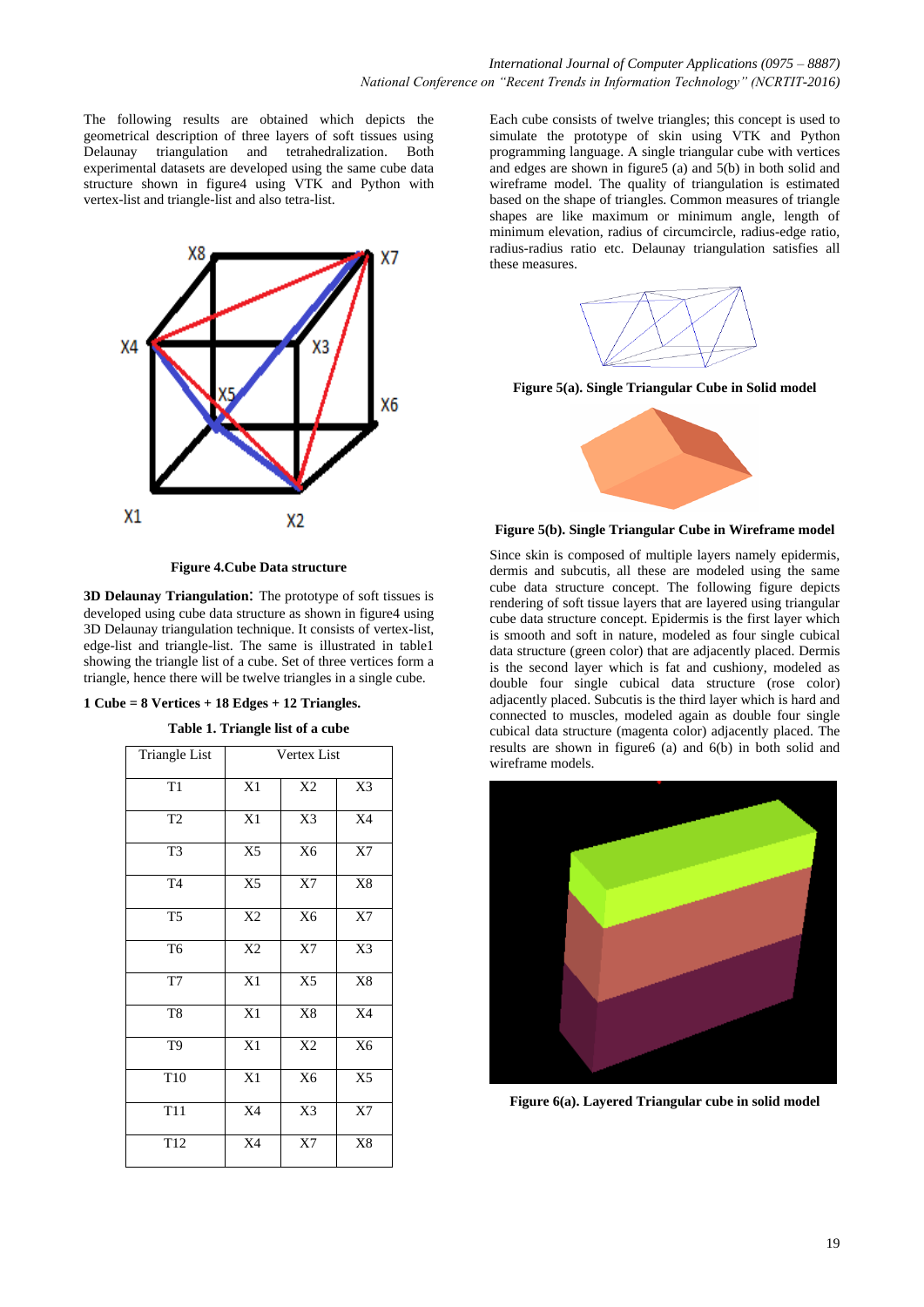The following results are obtained which depicts the geometrical description of three layers of soft tissues using Delaunay triangulation and tetrahedralization. Both experimental datasets are developed using the same cube data structure shown in figure4 using VTK and Python with vertex-list and triangle-list and also tetra-list.

**Figure 4.Cube Data structure**

**3D Delaunay Triangulation**: The prototype of soft tissues is developed using cube data structure as shown in figure4 using 3D Delaunay triangulation technique. It consists of vertex-list, edge-list and triangle-list. The same is illustrated in table1 showing the triangle list of a cube. Set of three vertices form a triangle, hence there will be twelve triangles in a single cube.

**1 Cube = 8 Vertices + 18 Edges + 12 Triangles.**

**Table 1. Triangle list of a cube**

| Triangle List | Vertex List | | |
|---|---|---|---|
| T1 | X1 | X2 | X3 |
| T2 | X1 | X3 | X4 |
| T3 | X5 | X6 | X7 |
| T4 | X5 | X7 | X8 |
| T5 | X2 | X6 | X7 |
| T6 | X2 | X7 | X3 |
| T7 | X1 | X5 | X8 |
| T8 | X1 | X8 | X4 |
| T9 | X1 | X2 | X6 |
| T10 | X1 | X6 | X5 |
| T11 | X4 | X3 | X7 |
| T12 | X4 | X7 | X8 |

Each cube consists of twelve triangles; this concept is used to simulate the prototype of skin using VTK and Python programming language. A single triangular cube with vertices and edges are shown in figure5 (a) and 5(b) in both solid and wireframe model. The quality of triangulation is estimated based on the shape of triangles. Common measures of triangle shapes are like maximum or minimum angle, length of minimum elevation, radius of circumcircle, radius-edge ratio, radius-radius ratio etc. Delaunay triangulation satisfies all these measures.

**Figure 5(a). Single Triangular Cube in Solid model**

**Figure 5(b). Single Triangular Cube in Wireframe model**

Since skin is composed of multiple layers namely epidermis, dermis and subcutis, all these are modeled using the same cube data structure concept. The following figure depicts rendering of soft tissue layers that are layered using triangular cube data structure concept. Epidermis is the first layer which is smooth and soft in nature, modeled as four single cubical data structure (green color) that are adjacently placed. Dermis is the second layer which is fat and cushiony, modeled as double four single cubical data structure (rose color) adjacently placed. Subcutis is the third layer which is hard and connected to muscles, modeled again as double four single cubical data structure (magenta color) adjacently placed. The results are shown in figure6 (a) and 6(b) in both solid and wireframe models.

**Figure 6(a). Layered Triangular cube in solid model**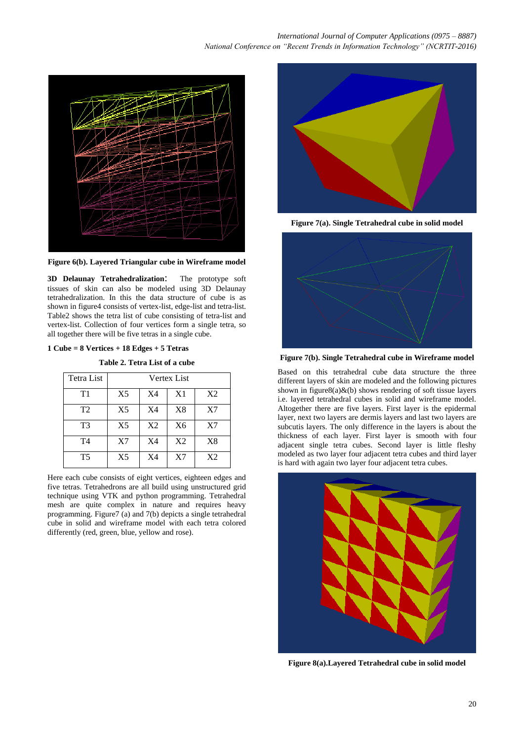**Figure 6(b). Layered Triangular cube in Wireframe model**

**3D Delaunay Tetrahedralization**: The prototype soft tissues of skin can also be modeled using 3D Delaunay tetrahedralization. In this the data structure of cube is as shown in figure4 consists of vertex-list, edge-list and tetra-list. Table2 shows the tetra list of cube consisting of tetra-list and vertex-list. Collection of four vertices form a single tetra, so all together there will be five tetras in a single cube.

**1 Cube = 8 Vertices + 18 Edges + 5 Tetras**

**Table 2. Tetra List of a cube**

| Tetra List | Vertex List | | | |
|---|---|---|---|---|
| T1 | X5 | X4 | X1 | X2 |
| T2 | X5 | X4 | X8 | X7 |
| T3 | X5 | X2 | X6 | X7 |
| T4 | X7 | X4 | X2 | X8 |
| T5 | X5 | X4 | X7 | X2 |

Here each cube consists of eight vertices, eighteen edges and five tetras. Tetrahedrons are all build using unstructured grid technique using VTK and python programming. Tetrahedral mesh are quite complex in nature and requires heavy programming. Figure7 (a) and 7(b) depicts a single tetrahedral cube in solid and wireframe model with each tetra colored differently (red, green, blue, yellow and rose).

**Figure 7(a). Single Tetrahedral cube in solid model**

**Figure 7(b). Single Tetrahedral cube in Wireframe model**

Based on this tetrahedral cube data structure the three different layers of skin are modeled and the following pictures shown in figure8(a)&(b) shows rendering of soft tissue layers i.e. layered tetrahedral cubes in solid and wireframe model. Altogether there are five layers. First layer is the epidermal layer, next two layers are dermis layers and last two layers are subcutis layers. The only difference in the layers is about the thickness of each layer. First layer is smooth with four adjacent single tetra cubes. Second layer is little fleshy modeled as two layer four adjacent tetra cubes and third layer is hard with again two layer four adjacent tetra cubes.

**Figure 8(a).Layered Tetrahedral cube in solid model**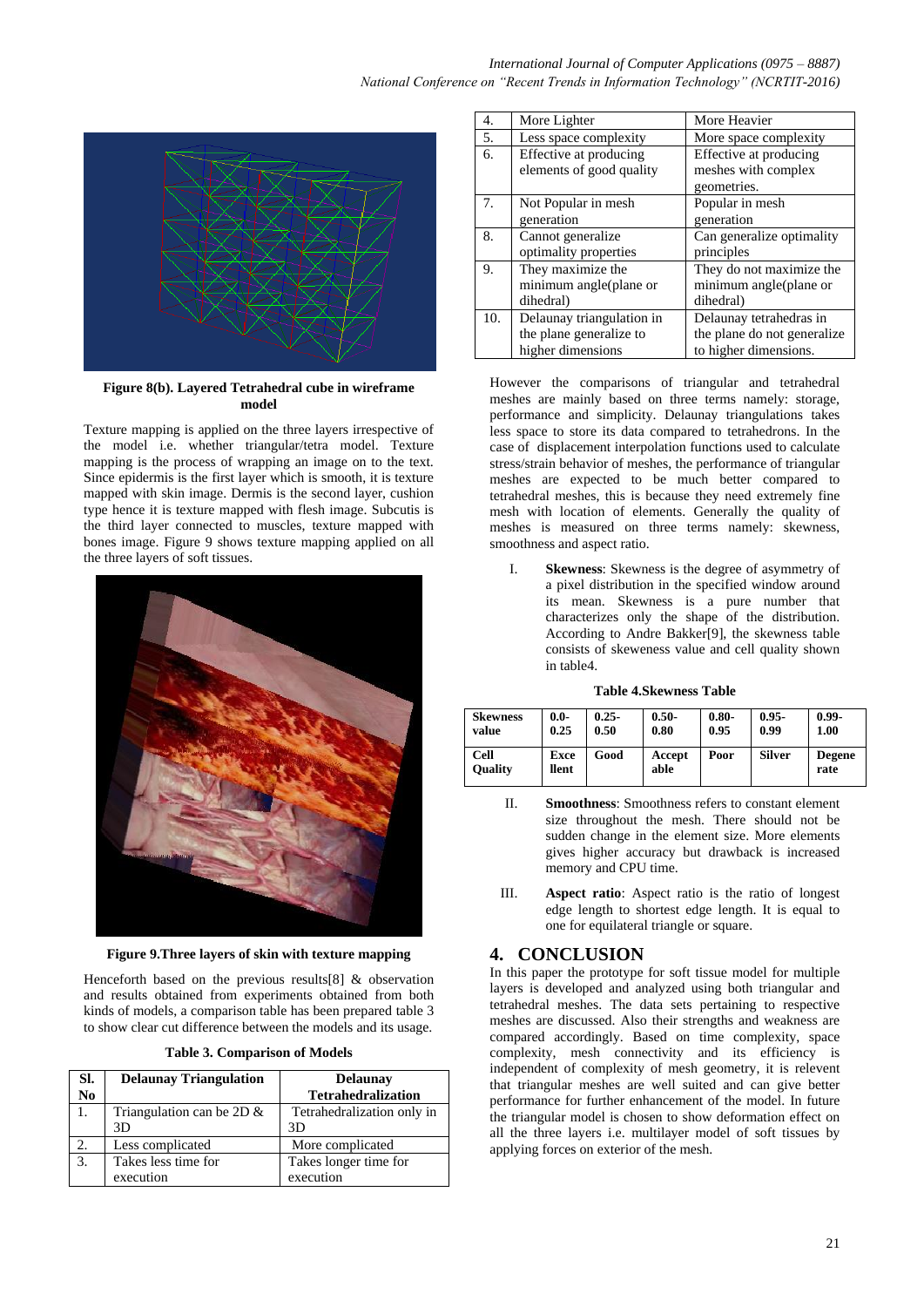Figure 8(b). Layered Tetrahedral cube in wireframe model

Texture mapping is applied on the three layers irrespective of the model i.e. whether triangular/tetra model. Texture mapping is the process of wrapping an image on to the text. Since epidermis is the first layer which is smooth, it is texture mapped with skin image. Dermis is the second layer, cushion type hence it is texture mapped with flesh image. Subcutis is the third layer connected to muscles, texture mapped with bones image. Figure 9 shows texture mapping applied on all the three layers of soft tissues.

Figure 9.Three layers of skin with texture mapping

Henceforth based on the previous results[8] & observation and results obtained from experiments obtained from both kinds of models, a comparison table has been prepared table 3 to show clear cut difference between the models and its usage.

**Table 3. Comparison of Models**

| Sl. No | Delaunay Triangulation | Delaunay Tetrahedralization |
|---|---|---|
| 1. | Triangulation can be 2D & 3D | Tetrahedralization only in 3D |
| 2. | Less complicated | More complicated |
| 3. | Takes less time for execution | Takes longer time for execution |
| 4. | More Lighter | More Heavier |
| 5. | Less space complexity | More space complexity |
| 6. | Effective at producing elements of good quality | Effective at producing meshes with complex geometries. |
| 7. | Not Popular in mesh generation | Popular in mesh generation |
| 8. | Cannot generalize optimality properties | Can generalize optimality principles |
| 9. | They maximize the minimum angle(plane or dihedral) | They do not maximize the minimum angle(plane or dihedral) |
| 10. | Delaunay triangulation in the plane generalize to higher dimensions | Delaunay tetrahedras in the plane do not generalize to higher dimensions. |

However the comparisons of triangular and tetrahedral meshes are mainly based on three terms namely: storage, performance and simplicity. Delaunay triangulations takes less space to store its data compared to tetrahedrons. In the case of displacement interpolation functions used to calculate stress/strain behavior of meshes, the performance of triangular meshes are expected to be much better compared to tetrahedral meshes, this is because they need extremely fine mesh with location of elements. Generally the quality of meshes is measured on three terms namely: skewness, smoothness and aspect ratio.

I. **Skewness**: Skewness is the degree of asymmetry of a pixel distribution in the specified window around its mean. Skewness is a pure number that characterizes only the shape of the distribution. According to Andre Bakker[9], the skewness table consists of skeweness value and cell quality shown in table4.

**Table 4.Skewness Table**

| Skewness value | 0.0-0.25 | 0.25-0.50 | 0.50-0.80 | 0.80-0.95 | 0.95-0.99 | 0.99-1.00 |
|---|---|---|---|---|---|---|
| Cell Quality | Excellent | Good | Acceptable | Poor | Silver | Degenerate |

II. **Smoothness**: Smoothness refers to constant element size throughout the mesh. There should not be sudden change in the element size. More elements gives higher accuracy but drawback is increased memory and CPU time.

III. **Aspect ratio**: Aspect ratio is the ratio of longest edge length to shortest edge length. It is equal to one for equilateral triangle or square.

## 4. CONCLUSION

In this paper the prototype for soft tissue model for multiple layers is developed and analyzed using both triangular and tetrahedral meshes. The data sets pertaining to respective meshes are discussed. Also their strengths and weakness are compared accordingly. Based on time complexity, space complexity, mesh connectivity and its efficiency is independent of complexity of mesh geometry, it is relevent that triangular meshes are well suited and can give better performance for further enhancement of the model. In future the triangular model is chosen to show deformation effect on all the three layers i.e. multilayer model of soft tissues by applying forces on exterior of the mesh.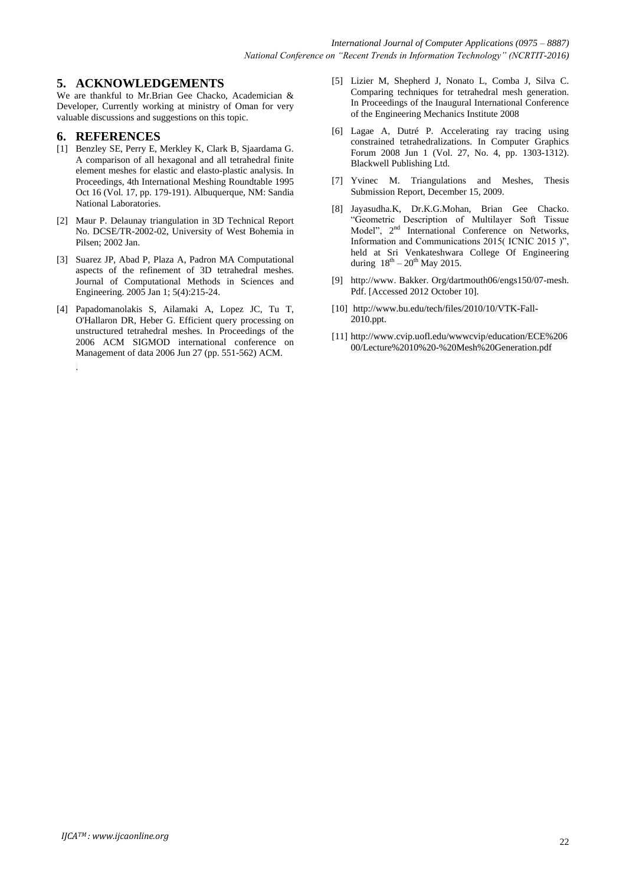## 5. ACKNOWLEDGEMENTS

We are thankful to Mr.Brian Gee Chacko, Academician & Developer, Currently working at ministry of Oman for very valuable discussions and suggestions on this topic.

## 6. REFERENCES

[1] Benzley SE, Perry E, Merkley K, Clark B, Sjaardama G. A comparison of all hexagonal and all tetrahedral finite element meshes for elastic and elasto-plastic analysis. In Proceedings, 4th International Meshing Roundtable 1995 Oct 16 (Vol. 17, pp. 179-191). Albuquerque, NM: Sandia National Laboratories.

[2] Maur P. Delaunay triangulation in 3D Technical Report No. DCSE/TR-2002-02, University of West Bohemia in Pilsen; 2002 Jan.

[3] Suarez JP, Abad P, Plaza A, Padron MA Computational aspects of the refinement of 3D tetrahedral meshes. Journal of Computational Methods in Sciences and Engineering. 2005 Jan 1; 5(4):215-24.

[4] Papadomanolakis S, Ailamaki A, Lopez JC, Tu T, O'Hallaron DR, Heber G. Efficient query processing on unstructured tetrahedral meshes. In Proceedings of the 2006 ACM SIGMOD international conference on Management of data 2006 Jun 27 (pp. 551-562) ACM.

[5] Lizier M, Shepherd J, Nonato L, Comba J, Silva C. Comparing techniques for tetrahedral mesh generation. In Proceedings of the Inaugural International Conference of the Engineering Mechanics Institute 2008

[6] Lagae A, Dutré P. Accelerating ray tracing using constrained tetrahedralizations. In Computer Graphics Forum 2008 Jun 1 (Vol. 27, No. 4, pp. 1303-1312). Blackwell Publishing Ltd.

[7] Yvinec M. Triangulations and Meshes, Thesis Submission Report, December 15, 2009.

[8] Jayasudha.K, Dr.K.G.Mohan, Brian Gee Chacko. "Geometric Description of Multilayer Soft Tissue Model", 2nd International Conference on Networks, Information and Communications 2015( ICNIC 2015 )", held at Sri Venkateshwara College Of Engineering during 18th – 20th May 2015.

[9] http://www. Bakker. Org/dartmouth06/engs150/07-mesh. Pdf. [Accessed 2012 October 10].

[10] http://www.bu.edu/tech/files/2010/10/VTK-Fall-2010.ppt.

[11] http://www.cvip.uofl.edu/wwwcvip/education/ECE%20600/Lecture%2010%20-%20Mesh%20Generation.pdf